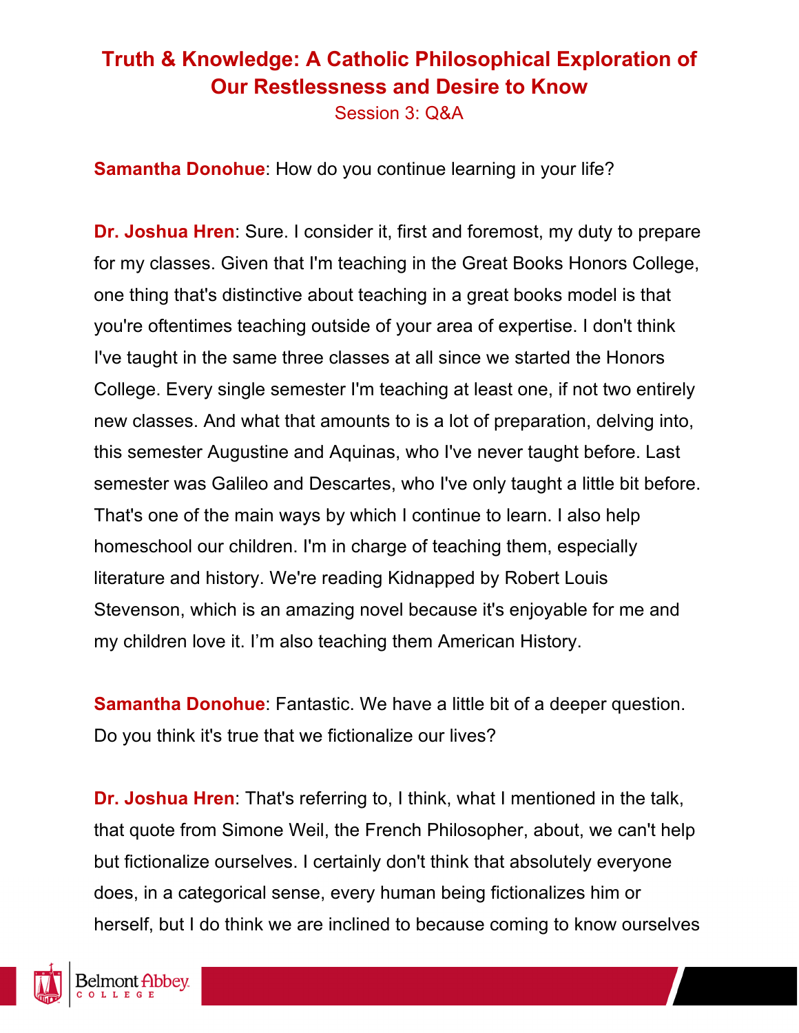# Truth & Knowledge: A Catholic Philosophical Exploration of Our Restlessness and Desire to Know

Session 3: Q&A

**Samantha Donohue**: How do you continue learning in your life?

**Dr. Joshua Hren**: Sure. I consider it, first and foremost, my duty to prepare for my classes. Given that I'm teaching in the Great Books Honors College, one thing that's distinctive about teaching in a great books model is that you're oftentimes teaching outside of your area of expertise. I don't think I've taught in the same three classes at all since we started the Honors College. Every single semester I'm teaching at least one, if not two entirely new classes. And what that amounts to is a lot of preparation, delving into, this semester Augustine and Aquinas, who I've never taught before. Last semester was Galileo and Descartes, who I've only taught a little bit before. That's one of the main ways by which I continue to learn. I also help homeschool our children. I'm in charge of teaching them, especially literature and history. We're reading Kidnapped by Robert Louis Stevenson, which is an amazing novel because it's enjoyable for me and my children love it. I'm also teaching them American History.

**Samantha Donohue**: Fantastic. We have a little bit of a deeper question. Do you think it's true that we fictionalize our lives?

**Dr. Joshua Hren**: That's referring to, I think, what I mentioned in the talk, that quote from Simone Weil, the French Philosopher, about, we can't help but fictionalize ourselves. I certainly don't think that absolutely everyone does, in a categorical sense, every human being fictionalizes him or herself, but I do think we are inclined to because coming to know ourselves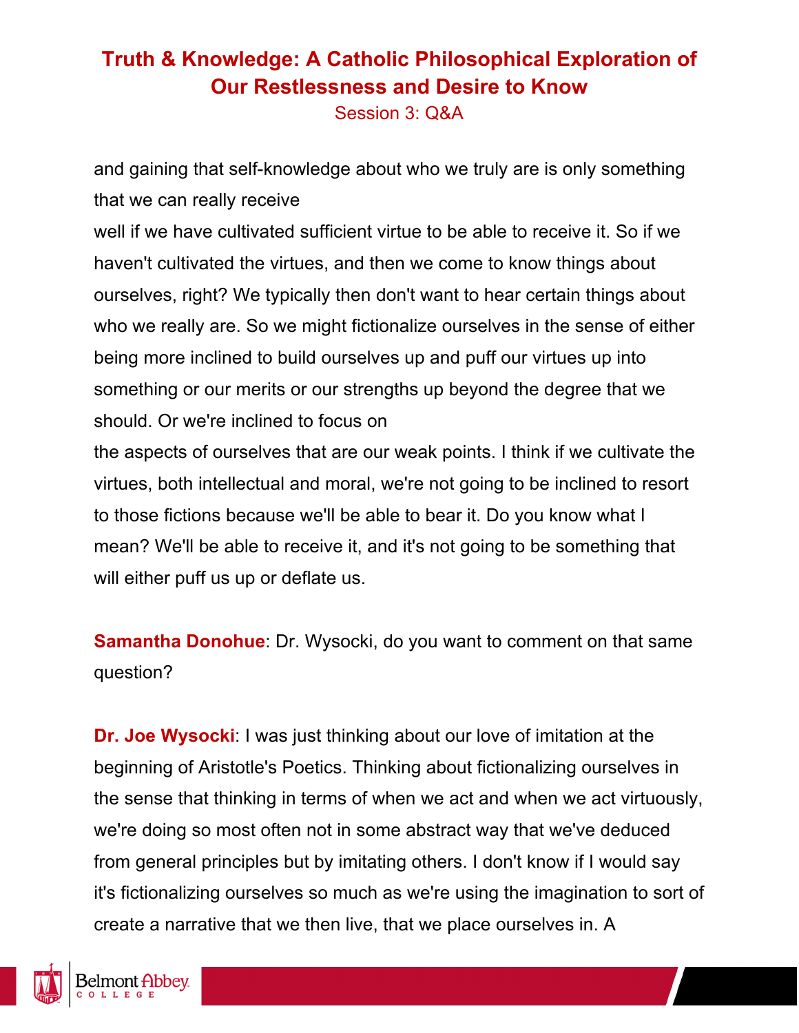and gaining that self-knowledge about who we truly are is only something that we can really receive well if we have cultivated sufficient virtue to be able to receive it. So if we haven't cultivated the virtues, and then we come to know things about ourselves, right? We typically then don't want to hear certain things about who we really are. So we might fictionalize ourselves in the sense of either being more inclined to build ourselves up and puff our virtues up into something or our merits or our strengths up beyond the degree that we should. Or we're inclined to focus on the aspects of ourselves that are our weak points. I think if we cultivate the virtues, both intellectual and moral, we're not going to be inclined to resort to those fictions because we'll be able to bear it. Do you know what I mean? We'll be able to receive it, and it's not going to be something that will either puff us up or deflate us.

**Samantha Donohue**: Dr. Wysocki, do you want to comment on that same question?

**Dr. Joe Wysocki**: I was just thinking about our love of imitation at the beginning of Aristotle's Poetics. Thinking about fictionalizing ourselves in the sense that thinking in terms of when we act and when we act virtuously, we're doing so most often not in some abstract way that we've deduced from general principles but by imitating others. I don't know if I would say it's fictionalizing ourselves so much as we're using the imagination to sort of create a narrative that we then live, that we place ourselves in. A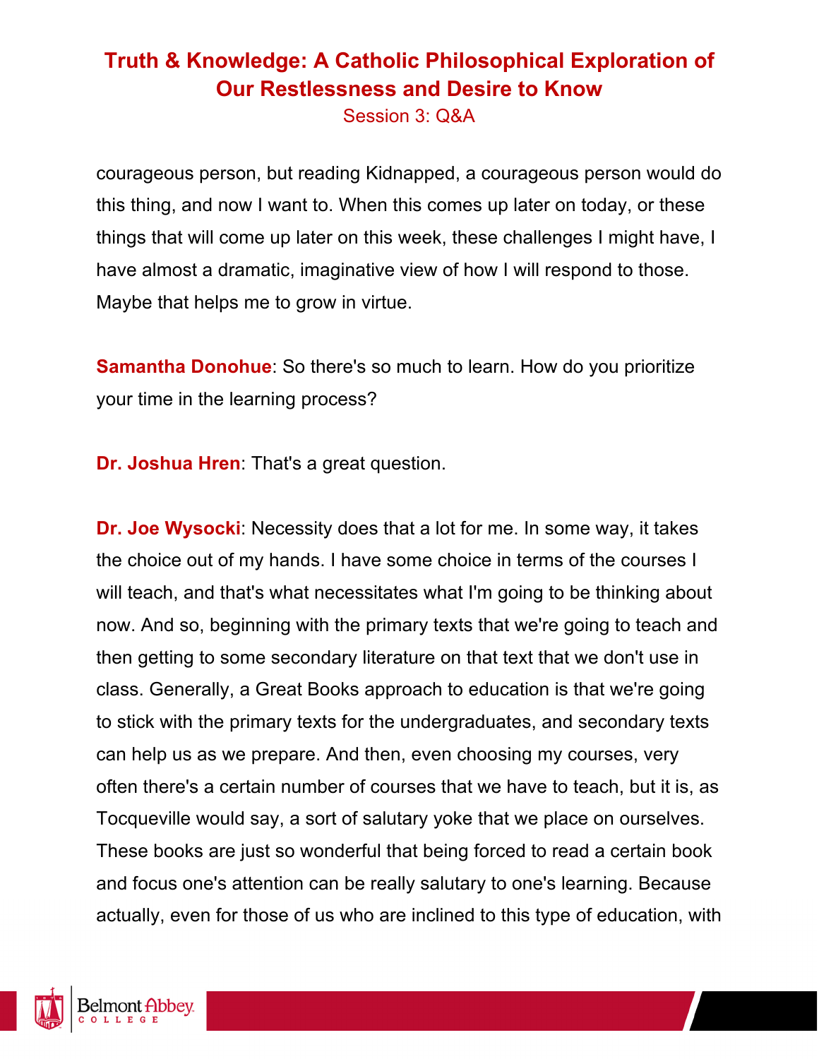courageous person, but reading Kidnapped, a courageous person would do this thing, and now I want to. When this comes up later on today, or these things that will come up later on this week, these challenges I might have, I have almost a dramatic, imaginative view of how I will respond to those. Maybe that helps me to grow in virtue.

**Samantha Donohue**: So there's so much to learn. How do you prioritize your time in the learning process?

**Dr. Joshua Hren**: That's a great question.

**Dr. Joe Wysocki**: Necessity does that a lot for me. In some way, it takes the choice out of my hands. I have some choice in terms of the courses I will teach, and that's what necessitates what I'm going to be thinking about now. And so, beginning with the primary texts that we're going to teach and then getting to some secondary literature on that text that we don't use in class. Generally, a Great Books approach to education is that we're going to stick with the primary texts for the undergraduates, and secondary texts can help us as we prepare. And then, even choosing my courses, very often there's a certain number of courses that we have to teach, but it is, as Tocqueville would say, a sort of salutary yoke that we place on ourselves. These books are just so wonderful that being forced to read a certain book and focus one's attention can be really salutary to one's learning. Because actually, even for those of us who are inclined to this type of education, with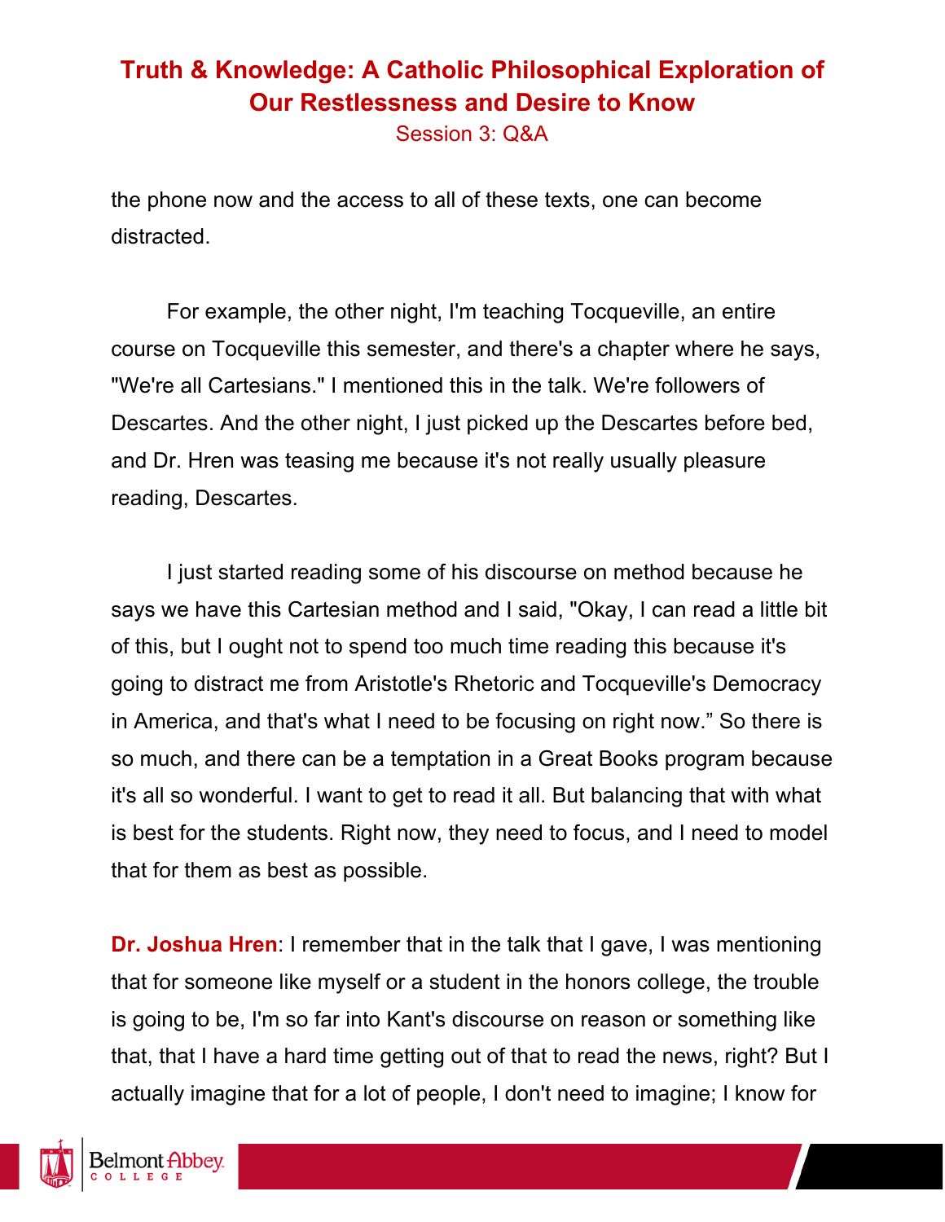the phone now and the access to all of these texts, one can become distracted.

For example, the other night, I'm teaching Tocqueville, an entire course on Tocqueville this semester, and there's a chapter where he says, "We're all Cartesians." I mentioned this in the talk. We're followers of Descartes. And the other night, I just picked up the Descartes before bed, and Dr. Hren was teasing me because it's not really usually pleasure reading, Descartes.

I just started reading some of his discourse on method because he says we have this Cartesian method and I said, "Okay, I can read a little bit of this, but I ought not to spend too much time reading this because it's going to distract me from Aristotle's Rhetoric and Tocqueville's Democracy in America, and that's what I need to be focusing on right now." So there is so much, and there can be a temptation in a Great Books program because it's all so wonderful. I want to get to read it all. But balancing that with what is best for the students. Right now, they need to focus, and I need to model that for them as best as possible.

**Dr. Joshua Hren**: I remember that in the talk that I gave, I was mentioning that for someone like myself or a student in the honors college, the trouble is going to be, I'm so far into Kant's discourse on reason or something like that, that I have a hard time getting out of that to read the news, right? But I actually imagine that for a lot of people, I don't need to imagine; I know for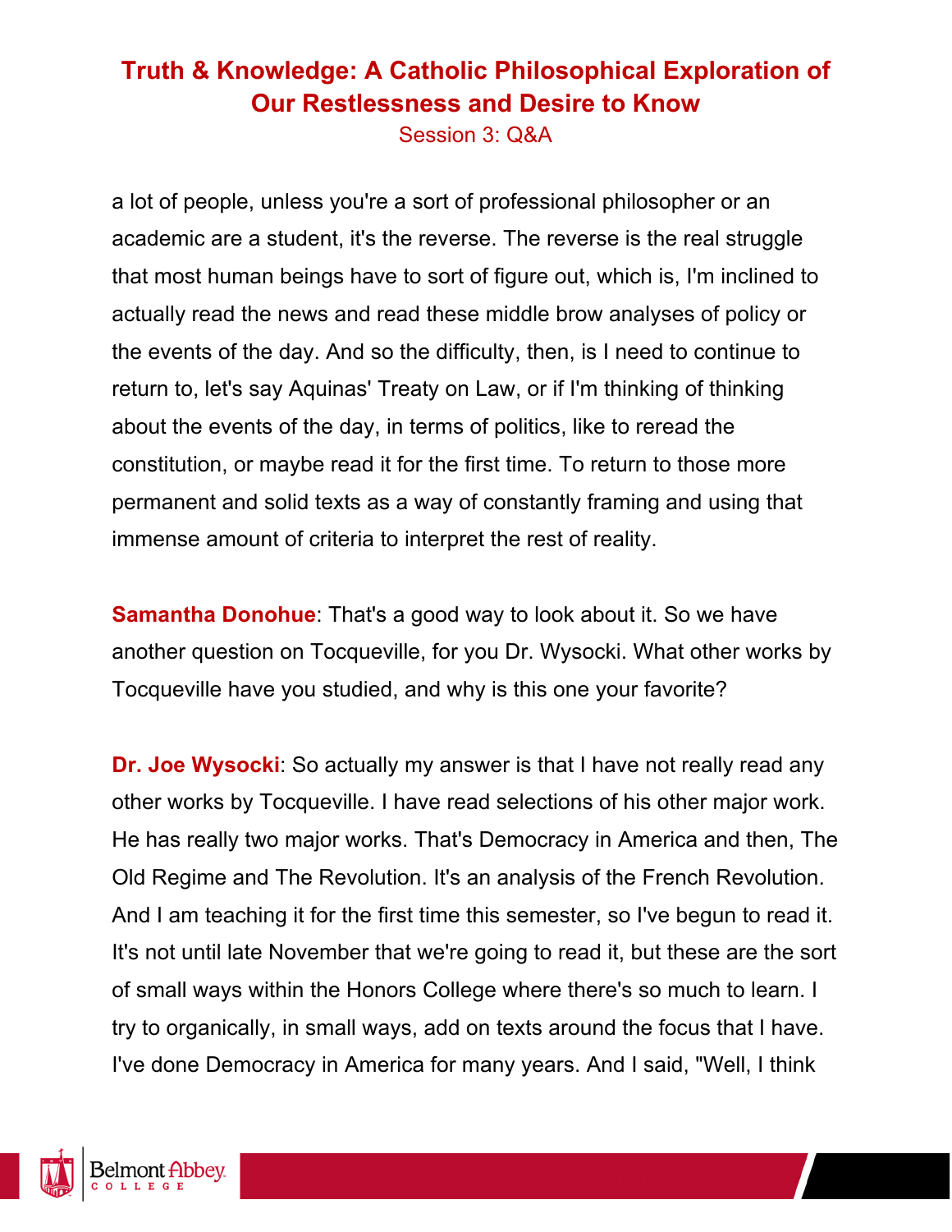a lot of people, unless you're a sort of professional philosopher or an academic are a student, it's the reverse. The reverse is the real struggle that most human beings have to sort of figure out, which is, I'm inclined to actually read the news and read these middle brow analyses of policy or the events of the day. And so the difficulty, then, is I need to continue to return to, let's say Aquinas' Treaty on Law, or if I'm thinking of thinking about the events of the day, in terms of politics, like to reread the constitution, or maybe read it for the first time. To return to those more permanent and solid texts as a way of constantly framing and using that immense amount of criteria to interpret the rest of reality.

**Samantha Donohue**: That's a good way to look about it. So we have another question on Tocqueville, for you Dr. Wysocki. What other works by Tocqueville have you studied, and why is this one your favorite?

**Dr. Joe Wysocki**: So actually my answer is that I have not really read any other works by Tocqueville. I have read selections of his other major work. He has really two major works. That's Democracy in America and then, The Old Regime and The Revolution. It's an analysis of the French Revolution. And I am teaching it for the first time this semester, so I've begun to read it. It's not until late November that we're going to read it, but these are the sort of small ways within the Honors College where there's so much to learn. I try to organically, in small ways, add on texts around the focus that I have. I've done Democracy in America for many years. And I said, "Well, I think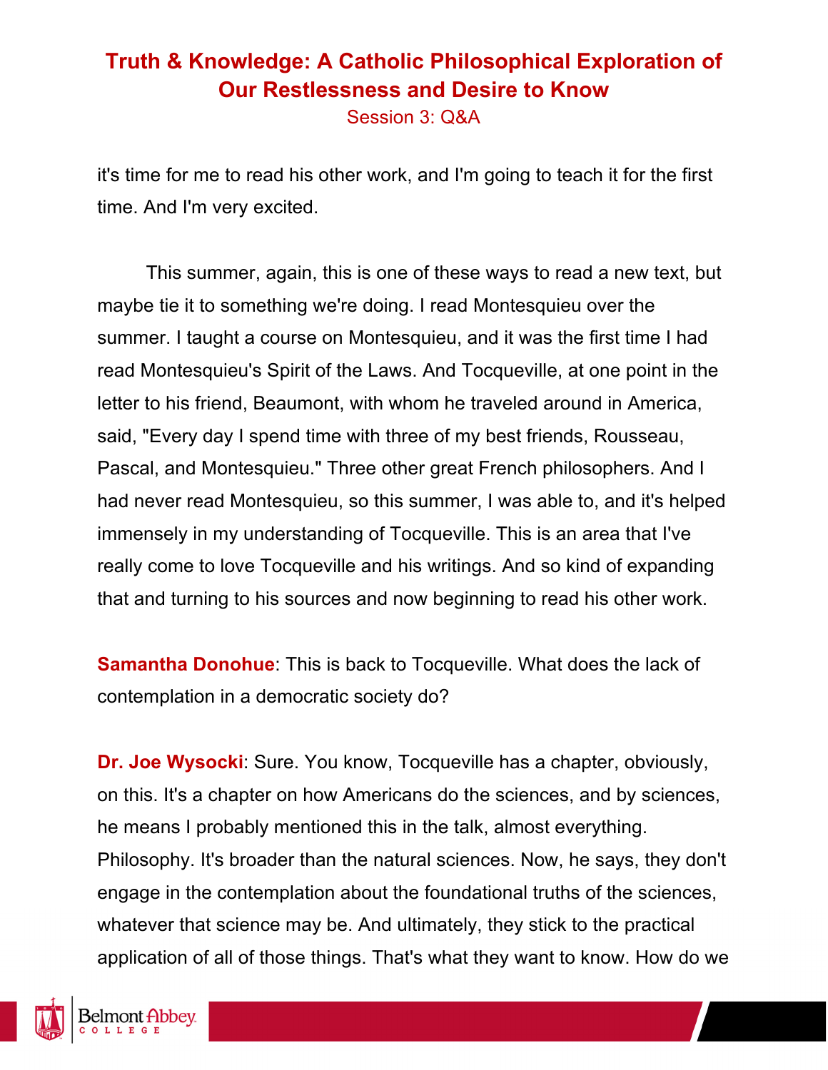it's time for me to read his other work, and I'm going to teach it for the first time. And I'm very excited.

This summer, again, this is one of these ways to read a new text, but maybe tie it to something we're doing. I read Montesquieu over the summer. I taught a course on Montesquieu, and it was the first time I had read Montesquieu's Spirit of the Laws. And Tocqueville, at one point in the letter to his friend, Beaumont, with whom he traveled around in America, said, "Every day I spend time with three of my best friends, Rousseau, Pascal, and Montesquieu." Three other great French philosophers. And I had never read Montesquieu, so this summer, I was able to, and it's helped immensely in my understanding of Tocqueville. This is an area that I've really come to love Tocqueville and his writings. And so kind of expanding that and turning to his sources and now beginning to read his other work.

**Samantha Donohue**: This is back to Tocqueville. What does the lack of contemplation in a democratic society do?

**Dr. Joe Wysocki**: Sure. You know, Tocqueville has a chapter, obviously, on this. It's a chapter on how Americans do the sciences, and by sciences, he means I probably mentioned this in the talk, almost everything. Philosophy. It's broader than the natural sciences. Now, he says, they don't engage in the contemplation about the foundational truths of the sciences, whatever that science may be. And ultimately, they stick to the practical application of all of those things. That's what they want to know. How do we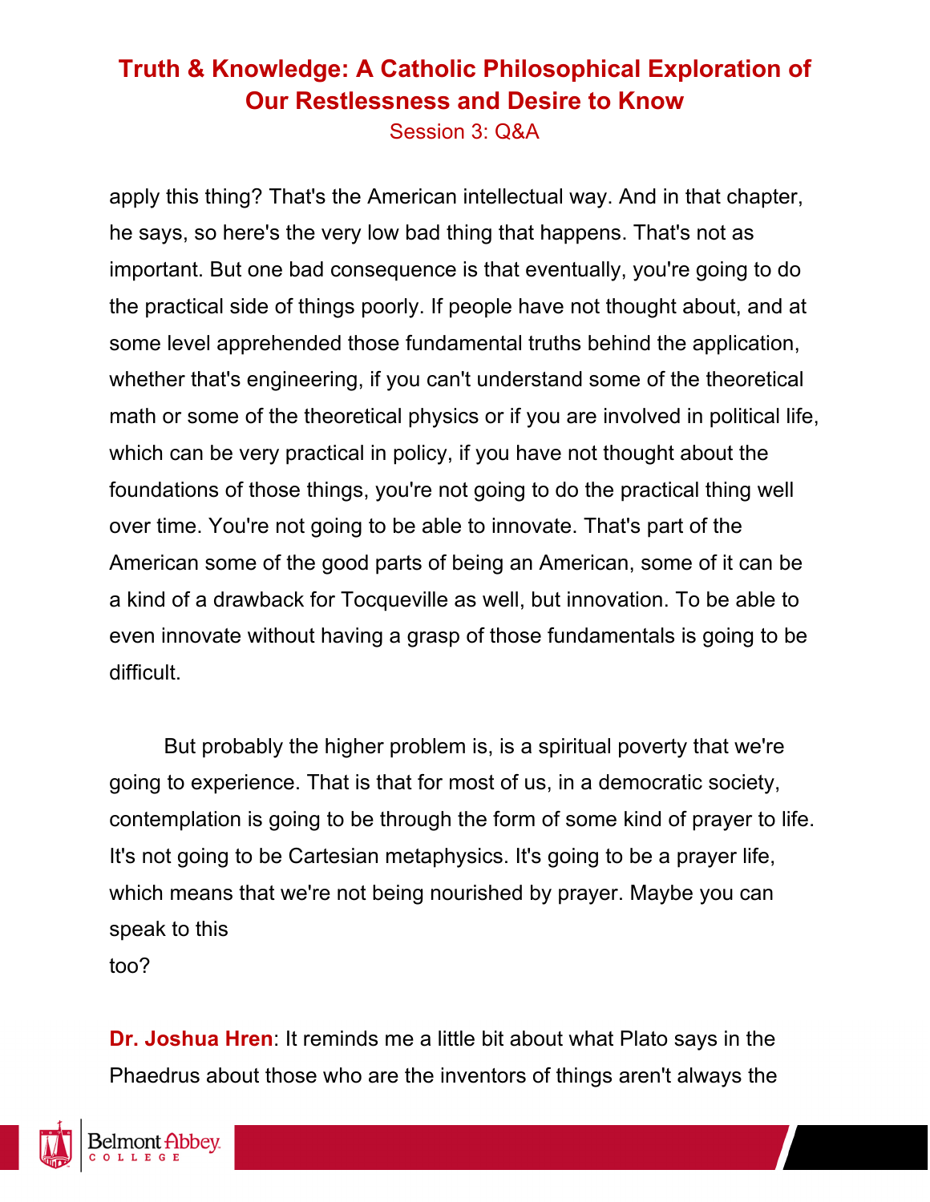apply this thing? That's the American intellectual way. And in that chapter, he says, so here's the very low bad thing that happens. That's not as important. But one bad consequence is that eventually, you're going to do the practical side of things poorly. If people have not thought about, and at some level apprehended those fundamental truths behind the application, whether that's engineering, if you can't understand some of the theoretical math or some of the theoretical physics or if you are involved in political life, which can be very practical in policy, if you have not thought about the foundations of those things, you're not going to do the practical thing well over time. You're not going to be able to innovate. That's part of the American some of the good parts of being an American, some of it can be a kind of a drawback for Tocqueville as well, but innovation. To be able to even innovate without having a grasp of those fundamentals is going to be difficult.

But probably the higher problem is, is a spiritual poverty that we're going to experience. That is that for most of us, in a democratic society, contemplation is going to be through the form of some kind of prayer to life. It's not going to be Cartesian metaphysics. It's going to be a prayer life, which means that we're not being nourished by prayer. Maybe you can speak to this too?

**Dr. Joshua Hren**: It reminds me a little bit about what Plato says in the Phaedrus about those who are the inventors of things aren't always the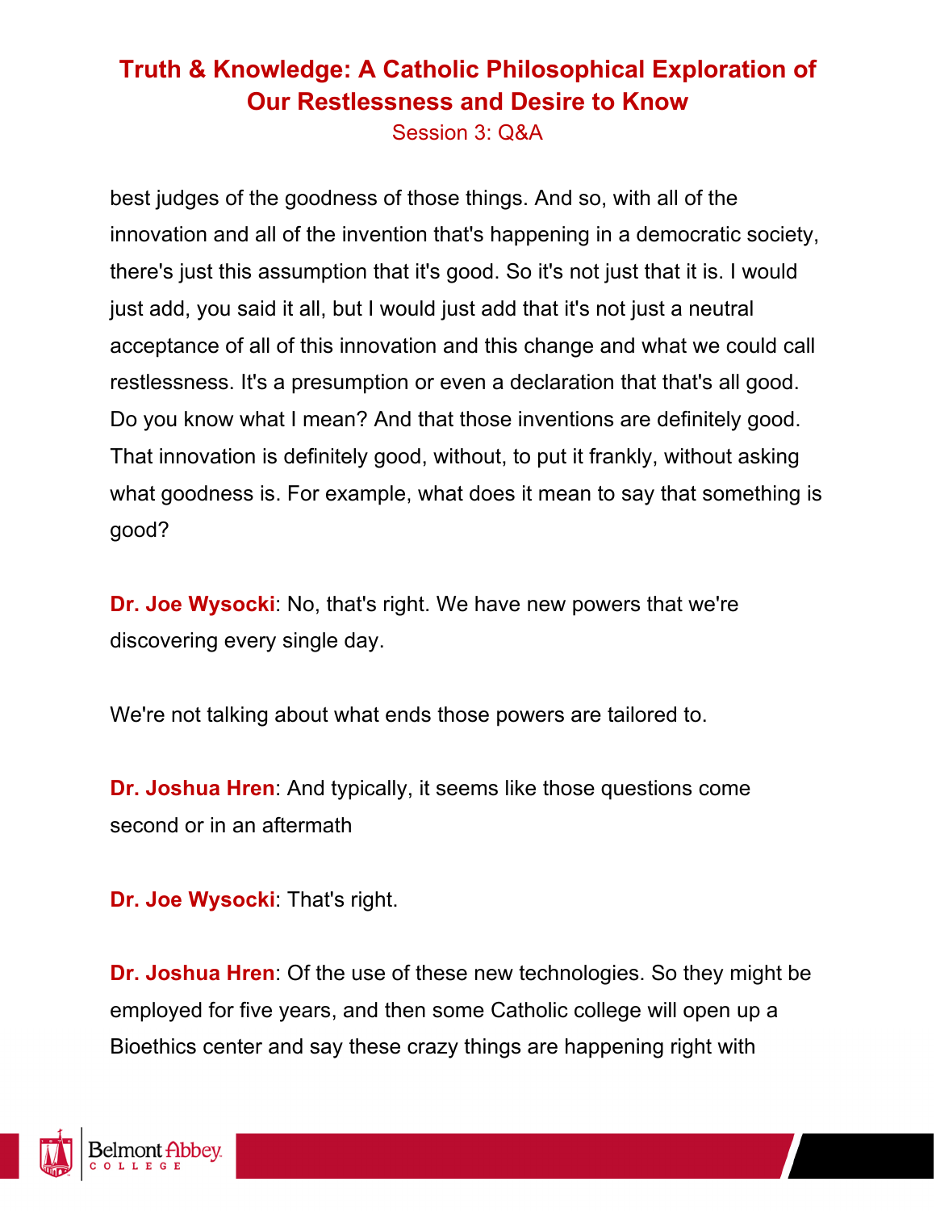best judges of the goodness of those things. And so, with all of the innovation and all of the invention that's happening in a democratic society, there's just this assumption that it's good. So it's not just that it is. I would just add, you said it all, but I would just add that it's not just a neutral acceptance of all of this innovation and this change and what we could call restlessness. It's a presumption or even a declaration that that's all good. Do you know what I mean? And that those inventions are definitely good. That innovation is definitely good, without, to put it frankly, without asking what goodness is. For example, what does it mean to say that something is good?

**Dr. Joe Wysocki**: No, that's right. We have new powers that we're discovering every single day.

We're not talking about what ends those powers are tailored to.

**Dr. Joshua Hren**: And typically, it seems like those questions come second or in an aftermath

**Dr. Joe Wysocki**: That's right.

**Dr. Joshua Hren**: Of the use of these new technologies. So they might be employed for five years, and then some Catholic college will open up a Bioethics center and say these crazy things are happening right with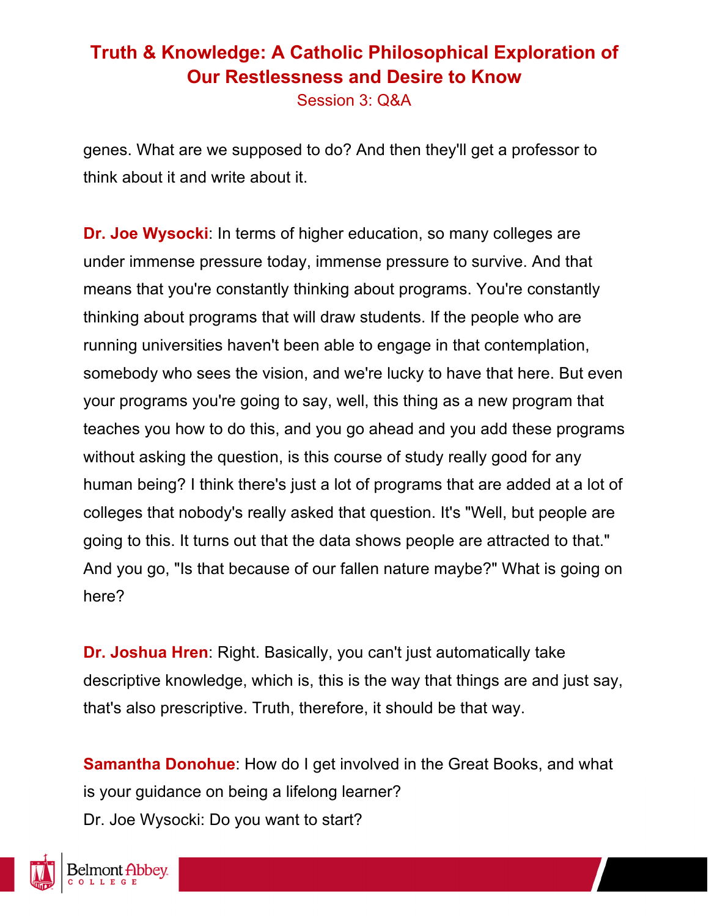genes. What are we supposed to do? And then they'll get a professor to think about it and write about it.

**Dr. Joe Wysocki**: In terms of higher education, so many colleges are under immense pressure today, immense pressure to survive. And that means that you're constantly thinking about programs. You're constantly thinking about programs that will draw students. If the people who are running universities haven't been able to engage in that contemplation, somebody who sees the vision, and we're lucky to have that here. But even your programs you're going to say, well, this thing as a new program that teaches you how to do this, and you go ahead and you add these programs without asking the question, is this course of study really good for any human being? I think there's just a lot of programs that are added at a lot of colleges that nobody's really asked that question. It's "Well, but people are going to this. It turns out that the data shows people are attracted to that." And you go, "Is that because of our fallen nature maybe?" What is going on here?

**Dr. Joshua Hren**: Right. Basically, you can't just automatically take descriptive knowledge, which is, this is the way that things are and just say, that's also prescriptive. Truth, therefore, it should be that way.

**Samantha Donohue**: How do I get involved in the Great Books, and what is your guidance on being a lifelong learner?
Dr. Joe Wysocki: Do you want to start?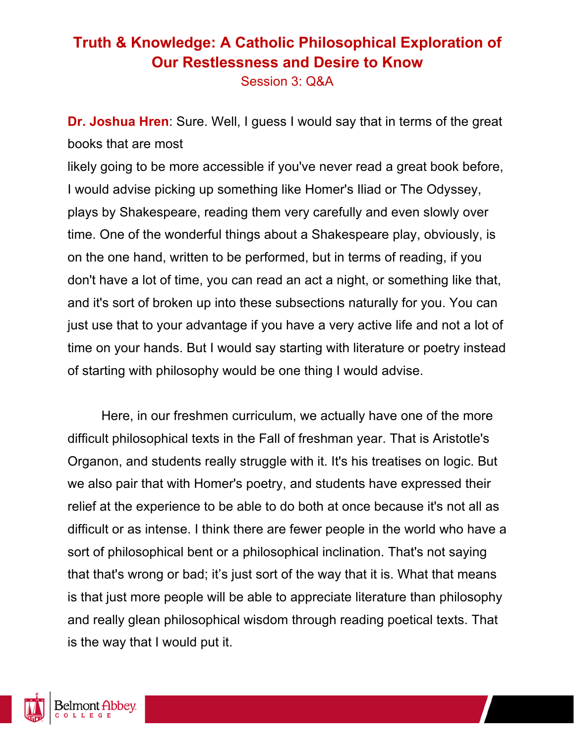**Dr. Joshua Hren**: Sure. Well, I guess I would say that in terms of the great books that are most likely going to be more accessible if you've never read a great book before, I would advise picking up something like Homer's Iliad or The Odyssey, plays by Shakespeare, reading them very carefully and even slowly over time. One of the wonderful things about a Shakespeare play, obviously, is on the one hand, written to be performed, but in terms of reading, if you don't have a lot of time, you can read an act a night, or something like that, and it's sort of broken up into these subsections naturally for you. You can just use that to your advantage if you have a very active life and not a lot of time on your hands. But I would say starting with literature or poetry instead of starting with philosophy would be one thing I would advise.

Here, in our freshmen curriculum, we actually have one of the more difficult philosophical texts in the Fall of freshman year. That is Aristotle's Organon, and students really struggle with it. It's his treatises on logic. But we also pair that with Homer's poetry, and students have expressed their relief at the experience to be able to do both at once because it's not all as difficult or as intense. I think there are fewer people in the world who have a sort of philosophical bent or a philosophical inclination. That's not saying that that's wrong or bad; it's just sort of the way that it is. What that means is that just more people will be able to appreciate literature than philosophy and really glean philosophical wisdom through reading poetical texts. That is the way that I would put it.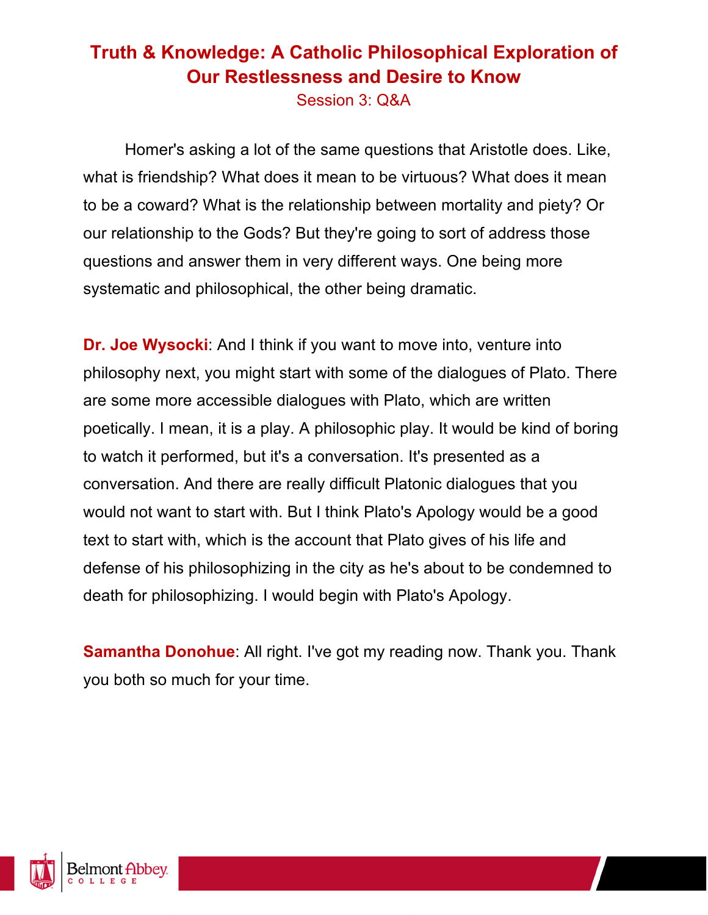Homer's asking a lot of the same questions that Aristotle does. Like, what is friendship? What does it mean to be virtuous? What does it mean to be a coward? What is the relationship between mortality and piety? Or our relationship to the Gods? But they're going to sort of address those questions and answer them in very different ways. One being more systematic and philosophical, the other being dramatic.

**Dr. Joe Wysocki**: And I think if you want to move into, venture into philosophy next, you might start with some of the dialogues of Plato. There are some more accessible dialogues with Plato, which are written poetically. I mean, it is a play. A philosophic play. It would be kind of boring to watch it performed, but it's a conversation. It's presented as a conversation. And there are really difficult Platonic dialogues that you would not want to start with. But I think Plato's Apology would be a good text to start with, which is the account that Plato gives of his life and defense of his philosophizing in the city as he's about to be condemned to death for philosophizing. I would begin with Plato's Apology.

**Samantha Donohue**: All right. I've got my reading now. Thank you. Thank you both so much for your time.